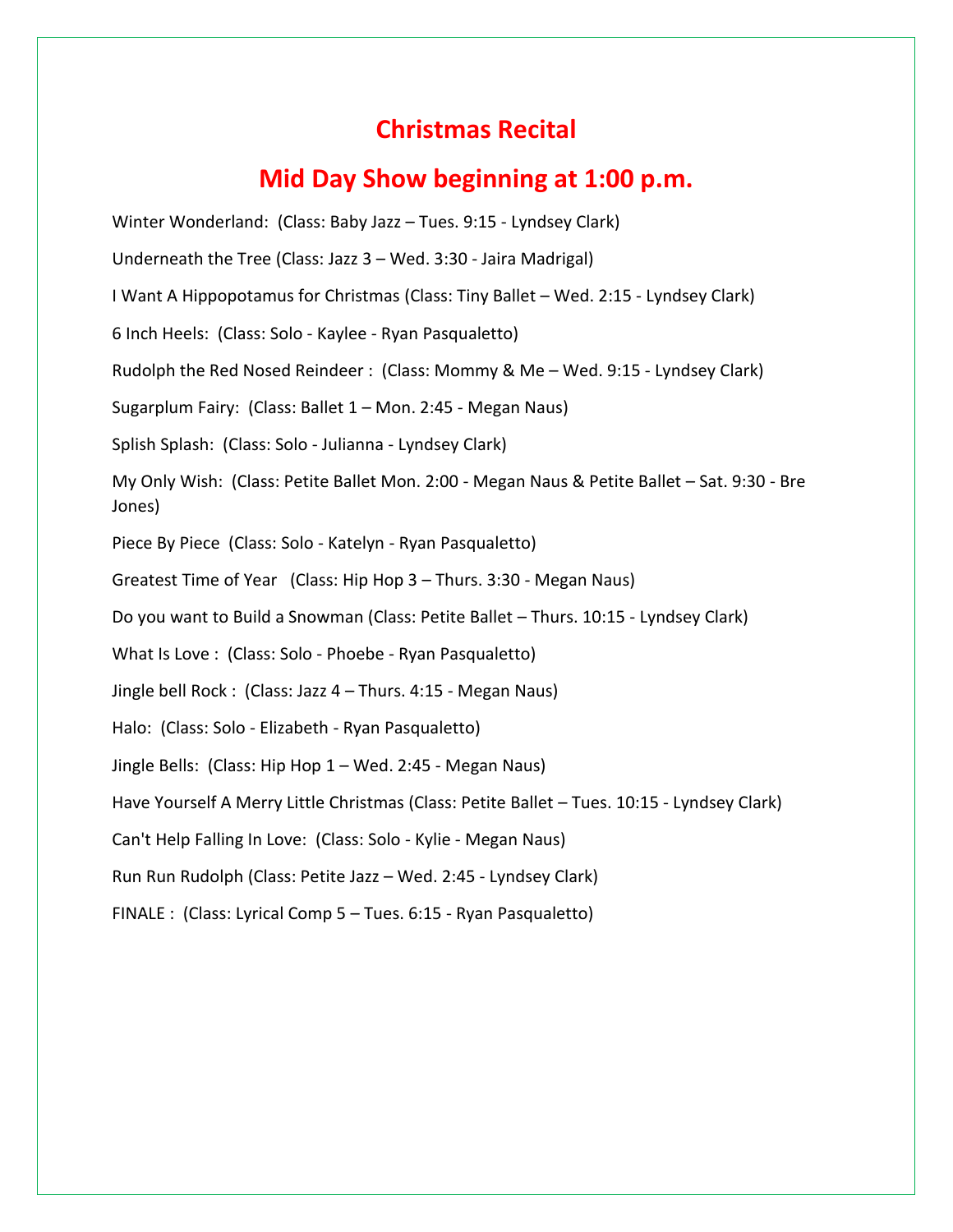# Christmas Recital

## Mid Day Show beginning at 1:00 p.m.

Winter Wonderland:  (Class: Baby Jazz – Tues. 9:15 - Lyndsey Clark)

Underneath the Tree (Class: Jazz 3 – Wed. 3:30 - Jaira Madrigal)

I Want A Hippopotamus for Christmas (Class: Tiny Ballet – Wed. 2:15 - Lyndsey Clark)

6 Inch Heels:  (Class: Solo - Kaylee - Ryan Pasqualetto)

Rudolph the Red Nosed Reindeer :  (Class: Mommy & Me – Wed. 9:15 - Lyndsey Clark)

Sugarplum Fairy:  (Class: Ballet 1 – Mon. 2:45 - Megan Naus)

Splish Splash:  (Class: Solo - Julianna - Lyndsey Clark)

My Only Wish:  (Class: Petite Ballet Mon. 2:00 - Megan Naus & Petite Ballet – Sat. 9:30 - Bre Jones)

Piece By Piece  (Class: Solo - Katelyn - Ryan Pasqualetto)

Greatest Time of Year   (Class: Hip Hop 3 – Thurs. 3:30 - Megan Naus)

Do you want to Build a Snowman (Class: Petite Ballet – Thurs. 10:15 - Lyndsey Clark)

What Is Love :  (Class: Solo - Phoebe - Ryan Pasqualetto)

Jingle bell Rock :  (Class: Jazz 4 – Thurs. 4:15 - Megan Naus)

Halo:  (Class: Solo - Elizabeth - Ryan Pasqualetto)

Jingle Bells:  (Class: Hip Hop 1 – Wed. 2:45 - Megan Naus)

Have Yourself A Merry Little Christmas (Class: Petite Ballet – Tues. 10:15 - Lyndsey Clark)

Can't Help Falling In Love:  (Class: Solo - Kylie - Megan Naus)

Run Run Rudolph (Class: Petite Jazz – Wed. 2:45 - Lyndsey Clark)

FINALE :  (Class: Lyrical Comp 5 – Tues. 6:15 - Ryan Pasqualetto)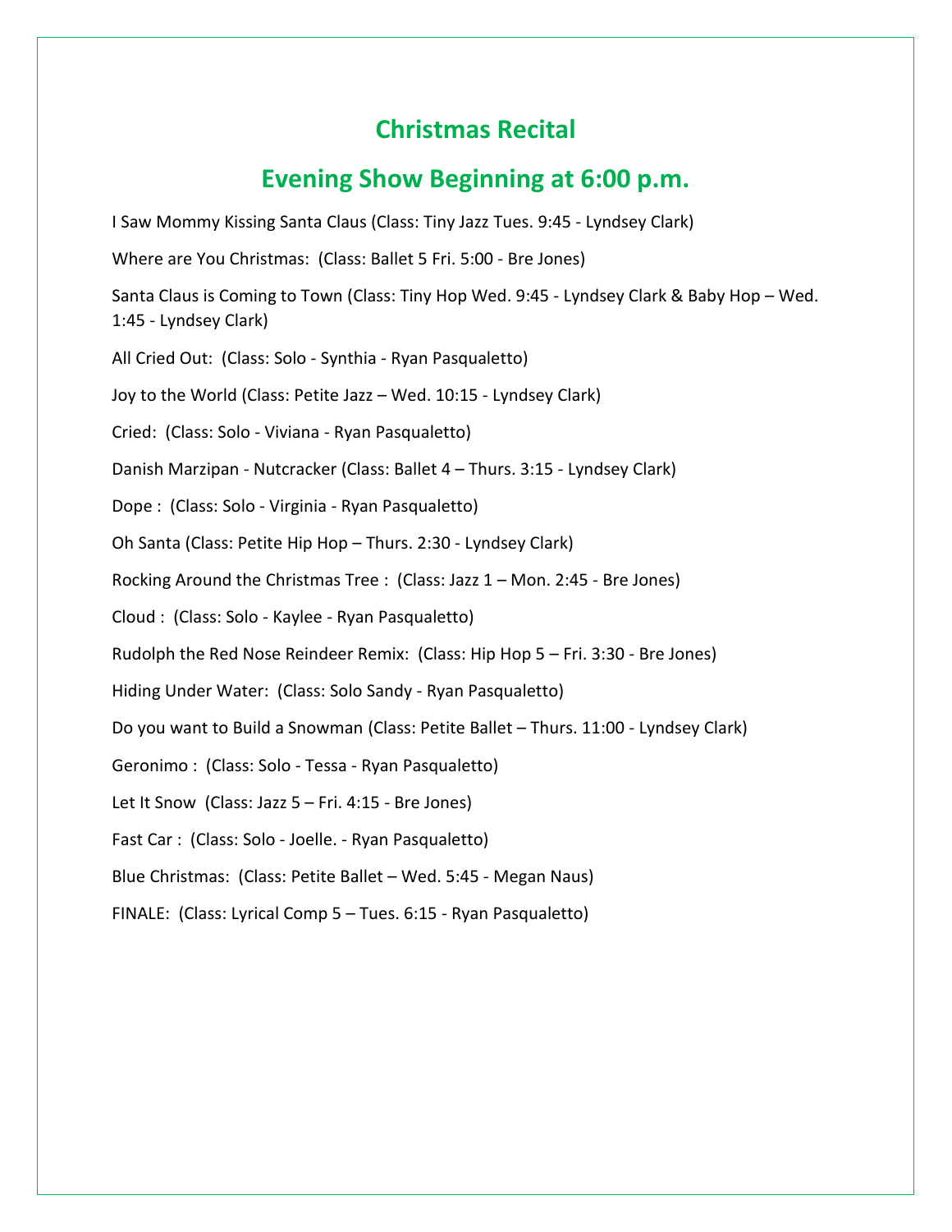# Christmas Recital

## Evening Show Beginning at 6:00 p.m.

I Saw Mommy Kissing Santa Claus (Class: Tiny Jazz Tues. 9:45 - Lyndsey Clark)

Where are You Christmas:  (Class: Ballet 5 Fri. 5:00 - Bre Jones)

Santa Claus is Coming to Town (Class: Tiny Hop Wed. 9:45 - Lyndsey Clark & Baby Hop – Wed. 1:45 - Lyndsey Clark)

All Cried Out:  (Class: Solo - Synthia - Ryan Pasqualetto)

Joy to the World (Class: Petite Jazz – Wed. 10:15 - Lyndsey Clark)

Cried:  (Class: Solo - Viviana - Ryan Pasqualetto)

Danish Marzipan - Nutcracker (Class: Ballet 4 – Thurs. 3:15 - Lyndsey Clark)

Dope :  (Class: Solo - Virginia - Ryan Pasqualetto)

Oh Santa (Class: Petite Hip Hop – Thurs. 2:30 - Lyndsey Clark)

Rocking Around the Christmas Tree :  (Class: Jazz 1 – Mon. 2:45 - Bre Jones)

Cloud :  (Class: Solo - Kaylee - Ryan Pasqualetto)

Rudolph the Red Nose Reindeer Remix:  (Class: Hip Hop 5 – Fri. 3:30 - Bre Jones)

Hiding Under Water:  (Class: Solo Sandy - Ryan Pasqualetto)

Do you want to Build a Snowman (Class: Petite Ballet – Thurs. 11:00 - Lyndsey Clark)

Geronimo :  (Class: Solo - Tessa - Ryan Pasqualetto)

Let It Snow  (Class: Jazz 5 – Fri. 4:15 - Bre Jones)

Fast Car :  (Class: Solo - Joelle. - Ryan Pasqualetto)

Blue Christmas:  (Class: Petite Ballet – Wed. 5:45 - Megan Naus)

FINALE:  (Class: Lyrical Comp 5 – Tues. 6:15 - Ryan Pasqualetto)